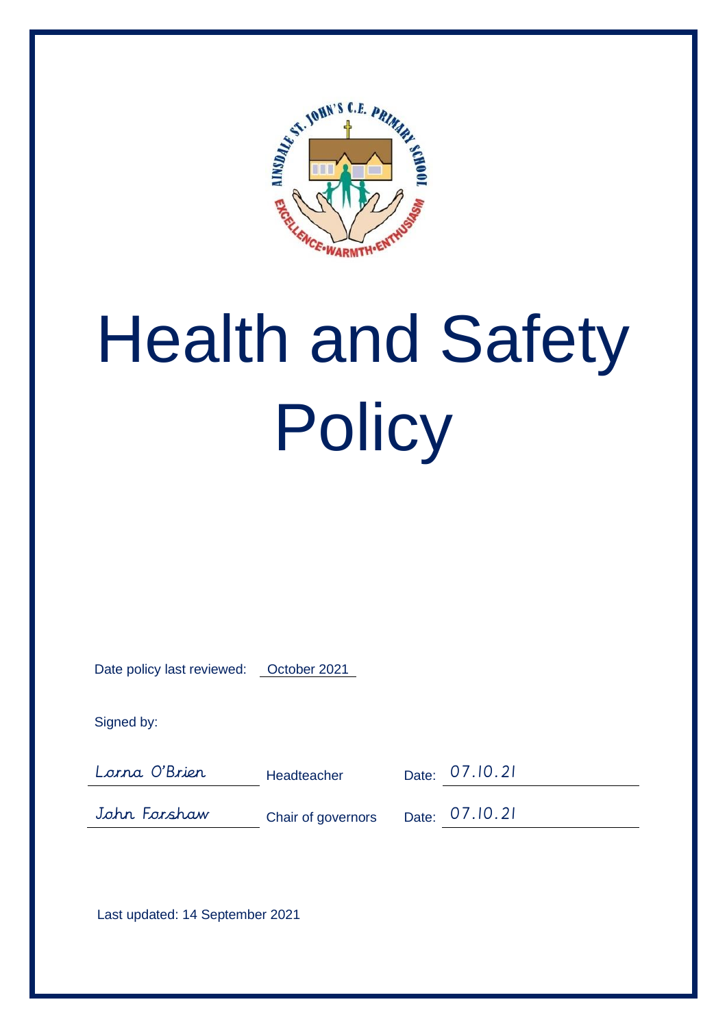# Health and Safety Policy

Date policy last reviewed: October 2021

Signed by:

| | | | |
|---|---|---|---|
| Lorna O'Brien | Headteacher | Date: | 07.10.21 |
| John Forshaw | Chair of governors | Date: | 07.10.21 |

Last updated: 14 September 2021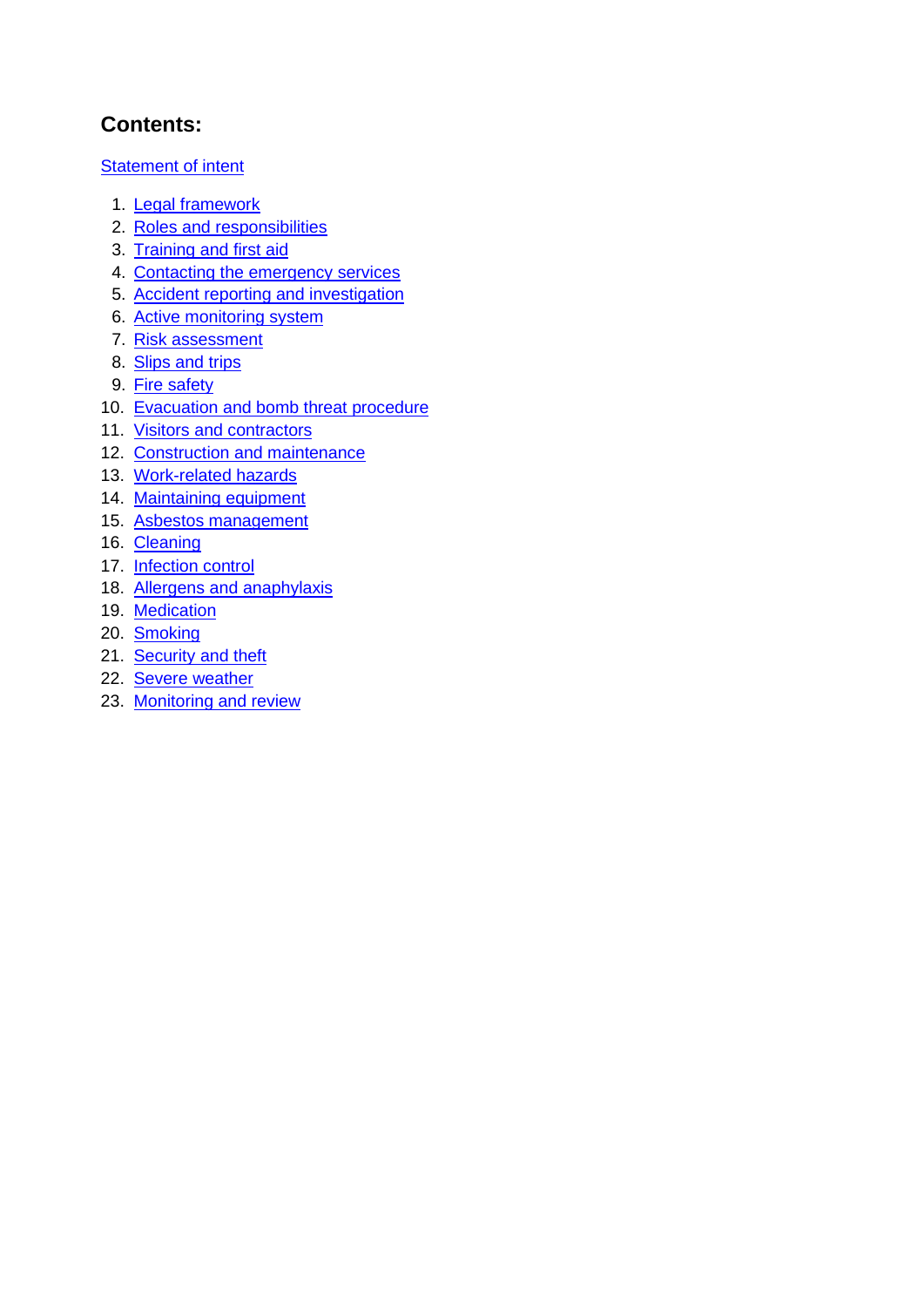## Contents:

Statement of intent

1. Legal framework
2. Roles and responsibilities
3. Training and first aid
4. Contacting the emergency services
5. Accident reporting and investigation
6. Active monitoring system
7. Risk assessment
8. Slips and trips
9. Fire safety
10. Evacuation and bomb threat procedure
11. Visitors and contractors
12. Construction and maintenance
13. Work-related hazards
14. Maintaining equipment
15. Asbestos management
16. Cleaning
17. Infection control
18. Allergens and anaphylaxis
19. Medication
20. Smoking
21. Security and theft
22. Severe weather
23. Monitoring and review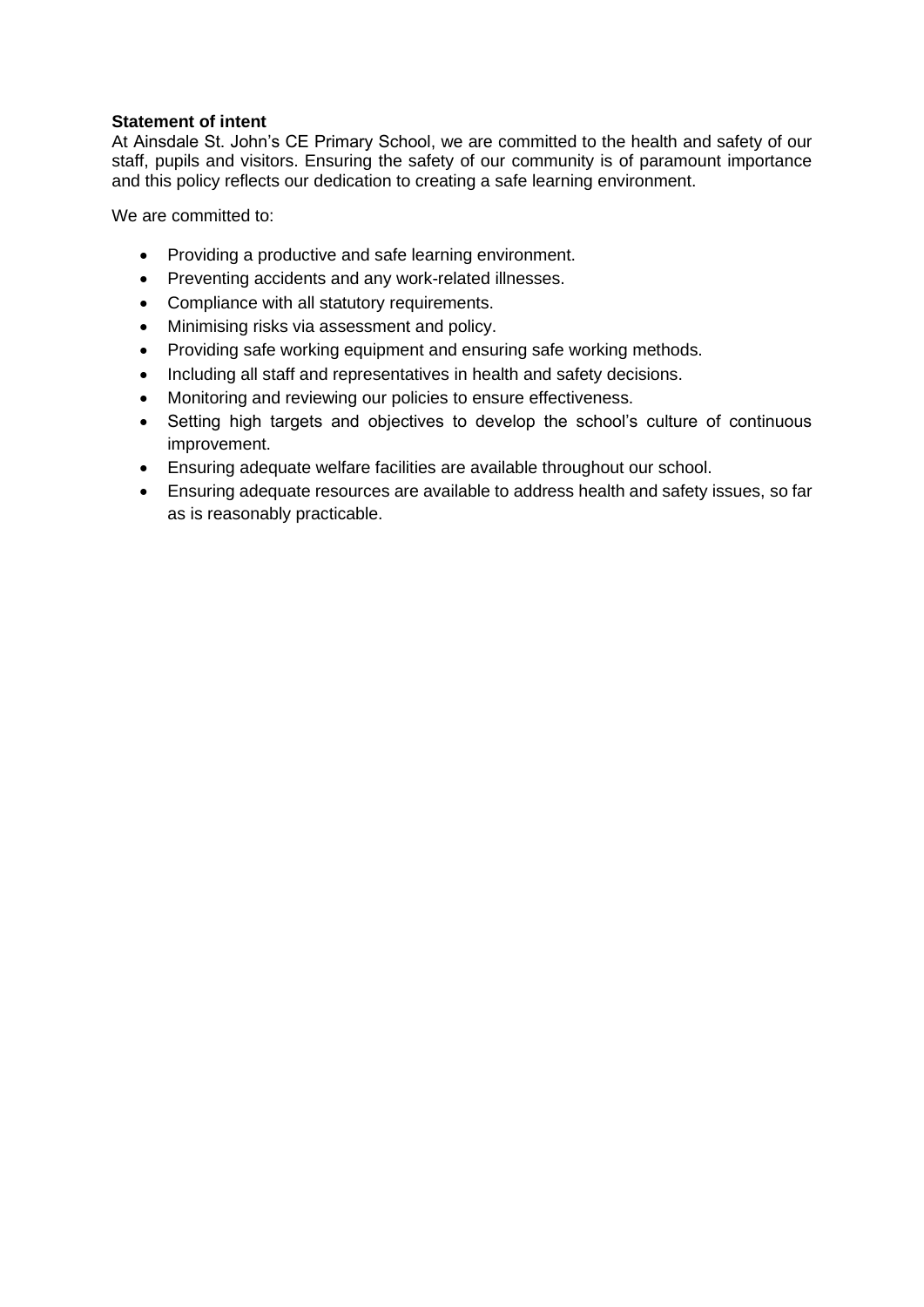**Statement of intent**

At Ainsdale St. John's CE Primary School, we are committed to the health and safety of our staff, pupils and visitors. Ensuring the safety of our community is of paramount importance and this policy reflects our dedication to creating a safe learning environment.

We are committed to:

- Providing a productive and safe learning environment.
- Preventing accidents and any work-related illnesses.
- Compliance with all statutory requirements.
- Minimising risks via assessment and policy.
- Providing safe working equipment and ensuring safe working methods.
- Including all staff and representatives in health and safety decisions.
- Monitoring and reviewing our policies to ensure effectiveness.
- Setting high targets and objectives to develop the school's culture of continuous improvement.
- Ensuring adequate welfare facilities are available throughout our school.
- Ensuring adequate resources are available to address health and safety issues, so far as is reasonably practicable.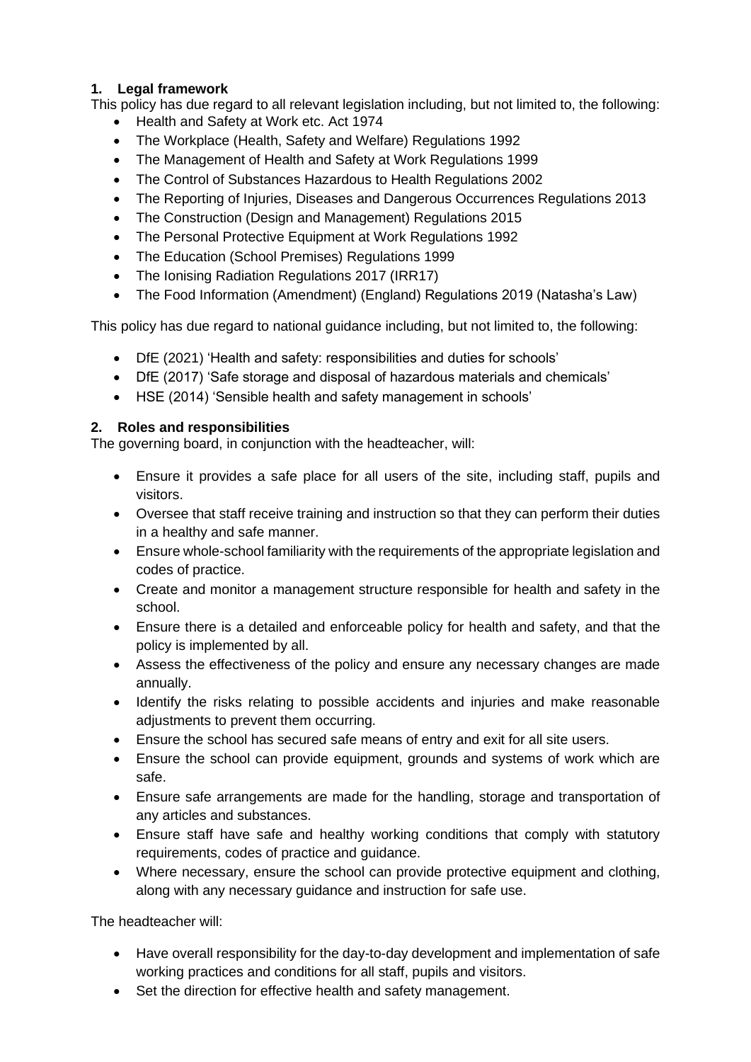## 1. Legal framework

This policy has due regard to all relevant legislation including, but not limited to, the following:

- Health and Safety at Work etc. Act 1974
- The Workplace (Health, Safety and Welfare) Regulations 1992
- The Management of Health and Safety at Work Regulations 1999
- The Control of Substances Hazardous to Health Regulations 2002
- The Reporting of Injuries, Diseases and Dangerous Occurrences Regulations 2013
- The Construction (Design and Management) Regulations 2015
- The Personal Protective Equipment at Work Regulations 1992
- The Education (School Premises) Regulations 1999
- The Ionising Radiation Regulations 2017 (IRR17)
- The Food Information (Amendment) (England) Regulations 2019 (Natasha's Law)

This policy has due regard to national guidance including, but not limited to, the following:

- DfE (2021) 'Health and safety: responsibilities and duties for schools'
- DfE (2017) 'Safe storage and disposal of hazardous materials and chemicals'
- HSE (2014) 'Sensible health and safety management in schools'

## 2. Roles and responsibilities

The governing board, in conjunction with the headteacher, will:

- Ensure it provides a safe place for all users of the site, including staff, pupils and visitors.
- Oversee that staff receive training and instruction so that they can perform their duties in a healthy and safe manner.
- Ensure whole-school familiarity with the requirements of the appropriate legislation and codes of practice.
- Create and monitor a management structure responsible for health and safety in the school.
- Ensure there is a detailed and enforceable policy for health and safety, and that the policy is implemented by all.
- Assess the effectiveness of the policy and ensure any necessary changes are made annually.
- Identify the risks relating to possible accidents and injuries and make reasonable adjustments to prevent them occurring.
- Ensure the school has secured safe means of entry and exit for all site users.
- Ensure the school can provide equipment, grounds and systems of work which are safe.
- Ensure safe arrangements are made for the handling, storage and transportation of any articles and substances.
- Ensure staff have safe and healthy working conditions that comply with statutory requirements, codes of practice and guidance.
- Where necessary, ensure the school can provide protective equipment and clothing, along with any necessary guidance and instruction for safe use.

The headteacher will:

- Have overall responsibility for the day-to-day development and implementation of safe working practices and conditions for all staff, pupils and visitors.
- Set the direction for effective health and safety management.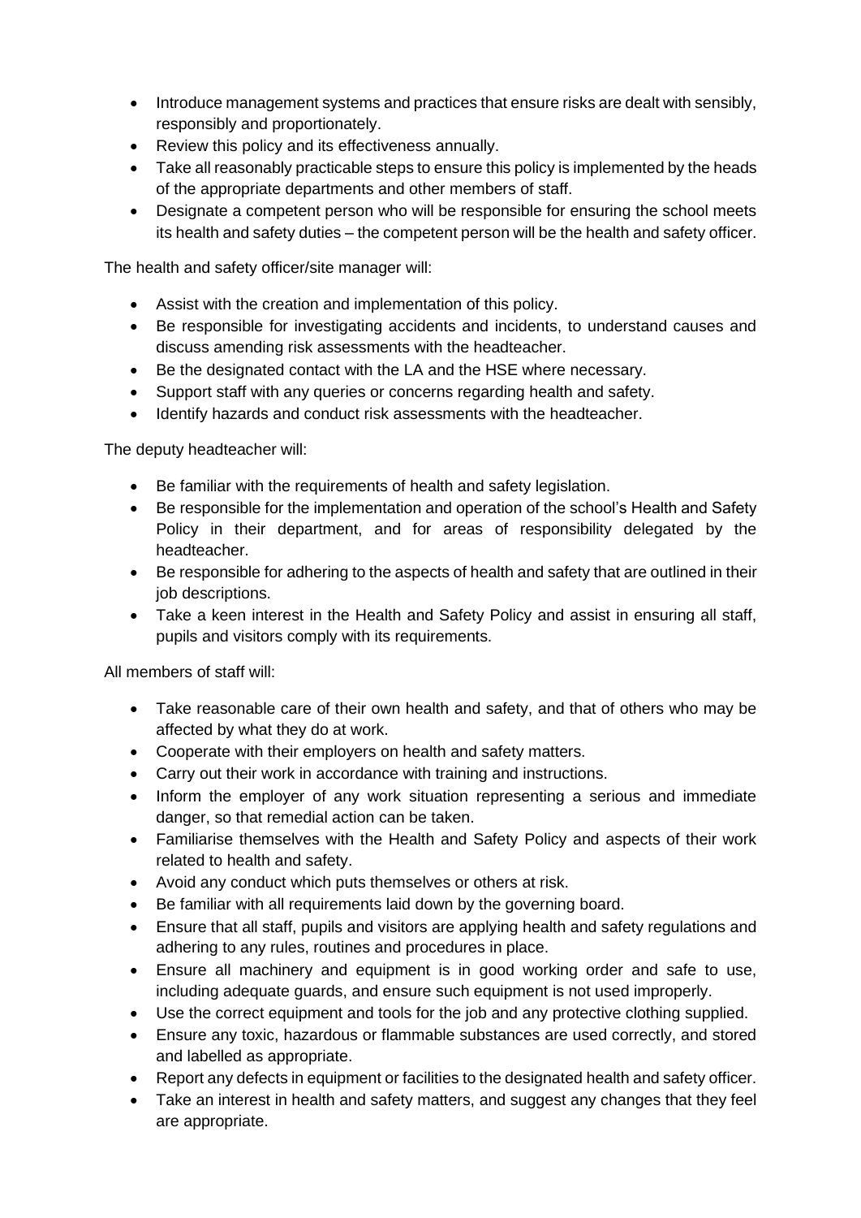- Introduce management systems and practices that ensure risks are dealt with sensibly, responsibly and proportionately.
- Review this policy and its effectiveness annually.
- Take all reasonably practicable steps to ensure this policy is implemented by the heads of the appropriate departments and other members of staff.
- Designate a competent person who will be responsible for ensuring the school meets its health and safety duties – the competent person will be the health and safety officer.

The health and safety officer/site manager will:

- Assist with the creation and implementation of this policy.
- Be responsible for investigating accidents and incidents, to understand causes and discuss amending risk assessments with the headteacher.
- Be the designated contact with the LA and the HSE where necessary.
- Support staff with any queries or concerns regarding health and safety.
- Identify hazards and conduct risk assessments with the headteacher.

The deputy headteacher will:

- Be familiar with the requirements of health and safety legislation.
- Be responsible for the implementation and operation of the school's Health and Safety Policy in their department, and for areas of responsibility delegated by the headteacher.
- Be responsible for adhering to the aspects of health and safety that are outlined in their job descriptions.
- Take a keen interest in the Health and Safety Policy and assist in ensuring all staff, pupils and visitors comply with its requirements.

All members of staff will:

- Take reasonable care of their own health and safety, and that of others who may be affected by what they do at work.
- Cooperate with their employers on health and safety matters.
- Carry out their work in accordance with training and instructions.
- Inform the employer of any work situation representing a serious and immediate danger, so that remedial action can be taken.
- Familiarise themselves with the Health and Safety Policy and aspects of their work related to health and safety.
- Avoid any conduct which puts themselves or others at risk.
- Be familiar with all requirements laid down by the governing board.
- Ensure that all staff, pupils and visitors are applying health and safety regulations and adhering to any rules, routines and procedures in place.
- Ensure all machinery and equipment is in good working order and safe to use, including adequate guards, and ensure such equipment is not used improperly.
- Use the correct equipment and tools for the job and any protective clothing supplied.
- Ensure any toxic, hazardous or flammable substances are used correctly, and stored and labelled as appropriate.
- Report any defects in equipment or facilities to the designated health and safety officer.
- Take an interest in health and safety matters, and suggest any changes that they feel are appropriate.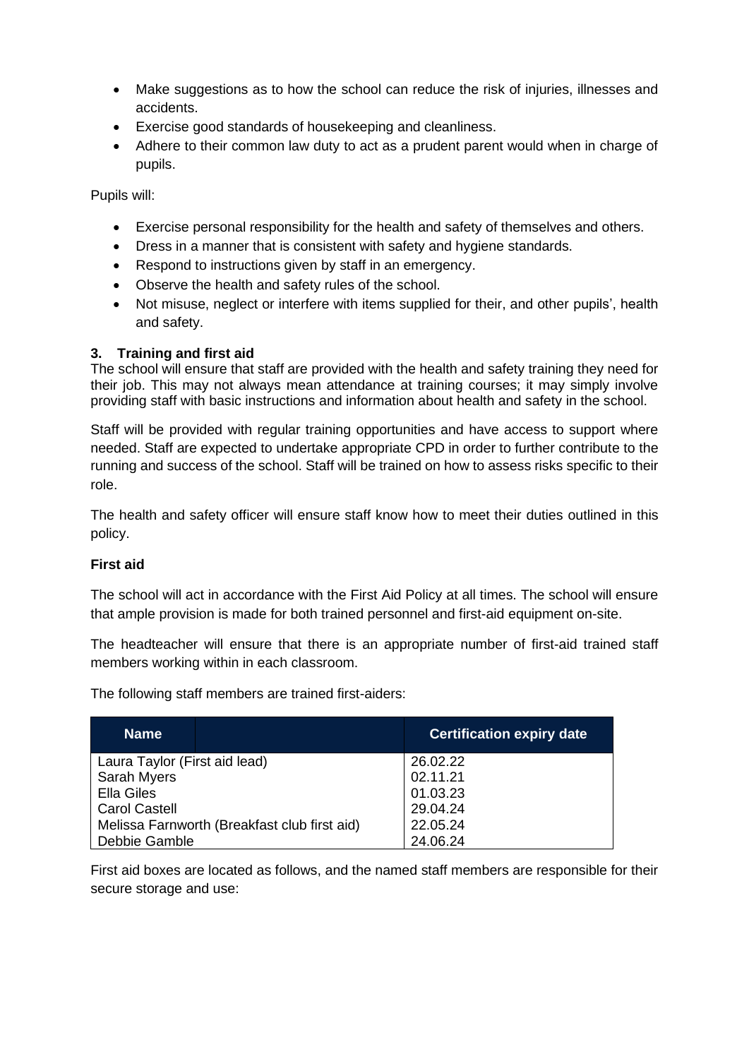- Make suggestions as to how the school can reduce the risk of injuries, illnesses and accidents.
- Exercise good standards of housekeeping and cleanliness.
- Adhere to their common law duty to act as a prudent parent would when in charge of pupils.

Pupils will:

- Exercise personal responsibility for the health and safety of themselves and others.
- Dress in a manner that is consistent with safety and hygiene standards.
- Respond to instructions given by staff in an emergency.
- Observe the health and safety rules of the school.
- Not misuse, neglect or interfere with items supplied for their, and other pupils', health and safety.

## 3. Training and first aid

The school will ensure that staff are provided with the health and safety training they need for their job. This may not always mean attendance at training courses; it may simply involve providing staff with basic instructions and information about health and safety in the school.

Staff will be provided with regular training opportunities and have access to support where needed. Staff are expected to undertake appropriate CPD in order to further contribute to the running and success of the school. Staff will be trained on how to assess risks specific to their role.

The health and safety officer will ensure staff know how to meet their duties outlined in this policy.

### First aid

The school will act in accordance with the First Aid Policy at all times. The school will ensure that ample provision is made for both trained personnel and first-aid equipment on-site.

The headteacher will ensure that there is an appropriate number of first-aid trained staff members working within in each classroom.

The following staff members are trained first-aiders:

| Name | Certification expiry date |
|---|---|
| Laura Taylor (First aid lead) | 26.02.22 |
| Sarah Myers | 02.11.21 |
| Ella Giles | 01.03.23 |
| Carol Castell | 29.04.24 |
| Melissa Farnworth (Breakfast club first aid) | 22.05.24 |
| Debbie Gamble | 24.06.24 |

First aid boxes are located as follows, and the named staff members are responsible for their secure storage and use: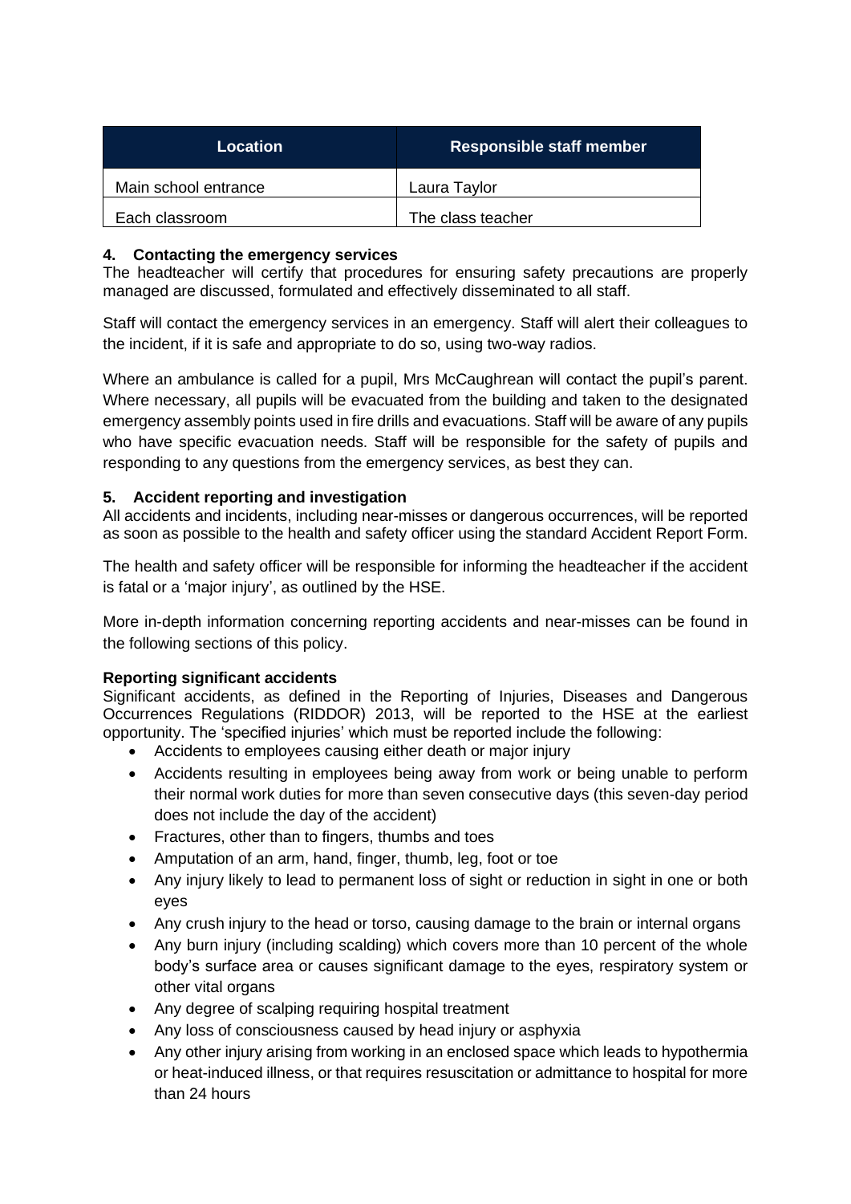| Location | Responsible staff member |
| --- | --- |
| Main school entrance | Laura Taylor |
| Each classroom | The class teacher |

## 4. Contacting the emergency services

The headteacher will certify that procedures for ensuring safety precautions are properly managed are discussed, formulated and effectively disseminated to all staff.

Staff will contact the emergency services in an emergency. Staff will alert their colleagues to the incident, if it is safe and appropriate to do so, using two-way radios.

Where an ambulance is called for a pupil, Mrs McCaughrean will contact the pupil's parent. Where necessary, all pupils will be evacuated from the building and taken to the designated emergency assembly points used in fire drills and evacuations. Staff will be aware of any pupils who have specific evacuation needs. Staff will be responsible for the safety of pupils and responding to any questions from the emergency services, as best they can.

## 5. Accident reporting and investigation

All accidents and incidents, including near-misses or dangerous occurrences, will be reported as soon as possible to the health and safety officer using the standard Accident Report Form.

The health and safety officer will be responsible for informing the headteacher if the accident is fatal or a 'major injury', as outlined by the HSE.

More in-depth information concerning reporting accidents and near-misses can be found in the following sections of this policy.

### Reporting significant accidents

Significant accidents, as defined in the Reporting of Injuries, Diseases and Dangerous Occurrences Regulations (RIDDOR) 2013, will be reported to the HSE at the earliest opportunity. The 'specified injuries' which must be reported include the following:

- Accidents to employees causing either death or major injury
- Accidents resulting in employees being away from work or being unable to perform their normal work duties for more than seven consecutive days (this seven-day period does not include the day of the accident)
- Fractures, other than to fingers, thumbs and toes
- Amputation of an arm, hand, finger, thumb, leg, foot or toe
- Any injury likely to lead to permanent loss of sight or reduction in sight in one or both eyes
- Any crush injury to the head or torso, causing damage to the brain or internal organs
- Any burn injury (including scalding) which covers more than 10 percent of the whole body's surface area or causes significant damage to the eyes, respiratory system or other vital organs
- Any degree of scalping requiring hospital treatment
- Any loss of consciousness caused by head injury or asphyxia
- Any other injury arising from working in an enclosed space which leads to hypothermia or heat-induced illness, or that requires resuscitation or admittance to hospital for more than 24 hours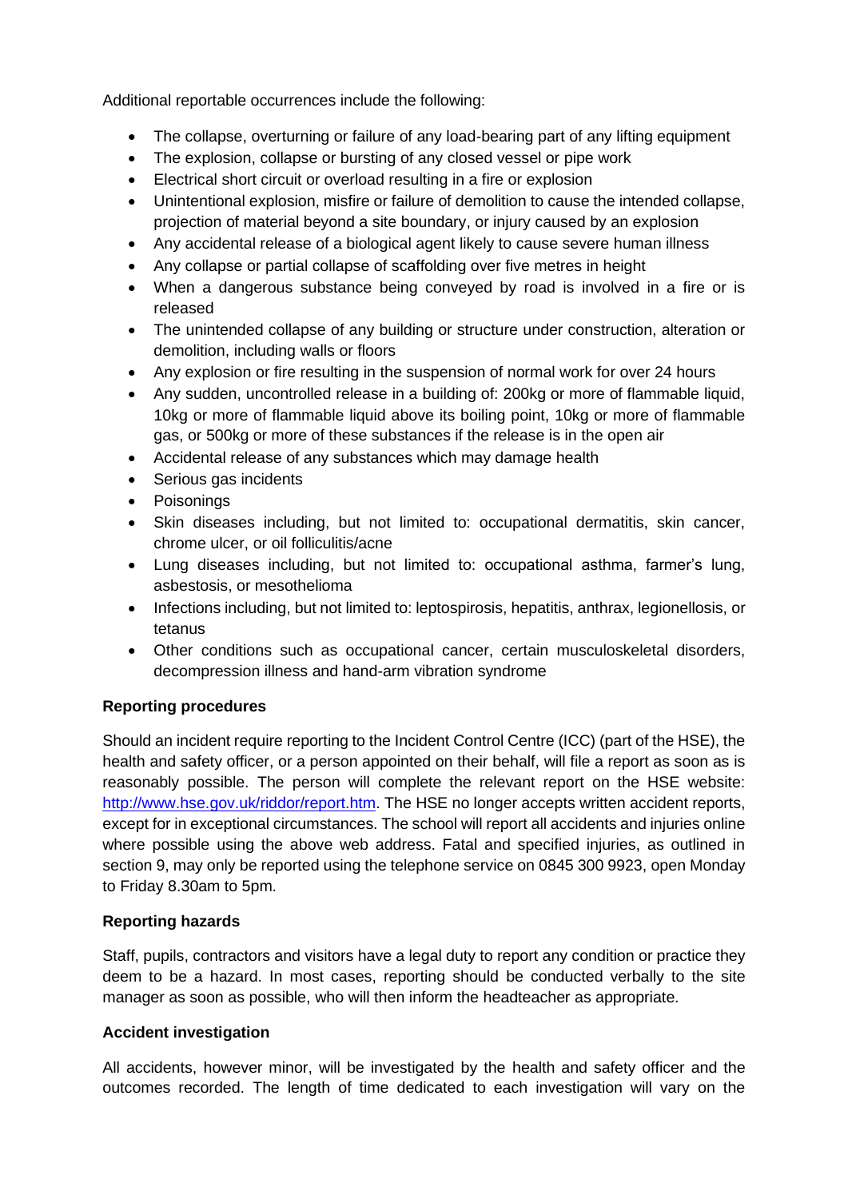Additional reportable occurrences include the following:

- The collapse, overturning or failure of any load-bearing part of any lifting equipment
- The explosion, collapse or bursting of any closed vessel or pipe work
- Electrical short circuit or overload resulting in a fire or explosion
- Unintentional explosion, misfire or failure of demolition to cause the intended collapse, projection of material beyond a site boundary, or injury caused by an explosion
- Any accidental release of a biological agent likely to cause severe human illness
- Any collapse or partial collapse of scaffolding over five metres in height
- When a dangerous substance being conveyed by road is involved in a fire or is released
- The unintended collapse of any building or structure under construction, alteration or demolition, including walls or floors
- Any explosion or fire resulting in the suspension of normal work for over 24 hours
- Any sudden, uncontrolled release in a building of: 200kg or more of flammable liquid, 10kg or more of flammable liquid above its boiling point, 10kg or more of flammable gas, or 500kg or more of these substances if the release is in the open air
- Accidental release of any substances which may damage health
- Serious gas incidents
- Poisonings
- Skin diseases including, but not limited to: occupational dermatitis, skin cancer, chrome ulcer, or oil folliculitis/acne
- Lung diseases including, but not limited to: occupational asthma, farmer's lung, asbestosis, or mesothelioma
- Infections including, but not limited to: leptospirosis, hepatitis, anthrax, legionellosis, or tetanus
- Other conditions such as occupational cancer, certain musculoskeletal disorders, decompression illness and hand-arm vibration syndrome

**Reporting procedures**

Should an incident require reporting to the Incident Control Centre (ICC) (part of the HSE), the health and safety officer, or a person appointed on their behalf, will file a report as soon as is reasonably possible. The person will complete the relevant report on the HSE website: [http://www.hse.gov.uk/riddor/report.htm](http://www.hse.gov.uk/riddor/report.htm). The HSE no longer accepts written accident reports, except for in exceptional circumstances. The school will report all accidents and injuries online where possible using the above web address. Fatal and specified injuries, as outlined in section 9, may only be reported using the telephone service on 0845 300 9923, open Monday to Friday 8.30am to 5pm.

**Reporting hazards**

Staff, pupils, contractors and visitors have a legal duty to report any condition or practice they deem to be a hazard. In most cases, reporting should be conducted verbally to the site manager as soon as possible, who will then inform the headteacher as appropriate.

**Accident investigation**

All accidents, however minor, will be investigated by the health and safety officer and the outcomes recorded. The length of time dedicated to each investigation will vary on the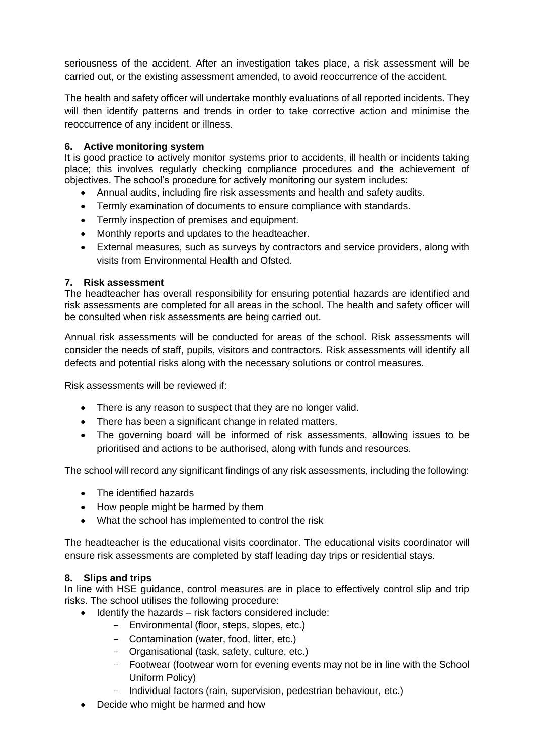seriousness of the accident. After an investigation takes place, a risk assessment will be carried out, or the existing assessment amended, to avoid reoccurrence of the accident.

The health and safety officer will undertake monthly evaluations of all reported incidents. They will then identify patterns and trends in order to take corrective action and minimise the reoccurrence of any incident or illness.

### 6. Active monitoring system

It is good practice to actively monitor systems prior to accidents, ill health or incidents taking place; this involves regularly checking compliance procedures and the achievement of objectives. The school's procedure for actively monitoring our system includes:

- Annual audits, including fire risk assessments and health and safety audits.
- Termly examination of documents to ensure compliance with standards.
- Termly inspection of premises and equipment.
- Monthly reports and updates to the headteacher.
- External measures, such as surveys by contractors and service providers, along with visits from Environmental Health and Ofsted.

### 7. Risk assessment

The headteacher has overall responsibility for ensuring potential hazards are identified and risk assessments are completed for all areas in the school. The health and safety officer will be consulted when risk assessments are being carried out.

Annual risk assessments will be conducted for areas of the school. Risk assessments will consider the needs of staff, pupils, visitors and contractors. Risk assessments will identify all defects and potential risks along with the necessary solutions or control measures.

Risk assessments will be reviewed if:

- There is any reason to suspect that they are no longer valid.
- There has been a significant change in related matters.
- The governing board will be informed of risk assessments, allowing issues to be prioritised and actions to be authorised, along with funds and resources.

The school will record any significant findings of any risk assessments, including the following:

- The identified hazards
- How people might be harmed by them
- What the school has implemented to control the risk

The headteacher is the educational visits coordinator. The educational visits coordinator will ensure risk assessments are completed by staff leading day trips or residential stays.

### 8. Slips and trips

In line with HSE guidance, control measures are in place to effectively control slip and trip risks. The school utilises the following procedure:

- Identify the hazards – risk factors considered include:
  - Environmental (floor, steps, slopes, etc.)
  - Contamination (water, food, litter, etc.)
  - Organisational (task, safety, culture, etc.)
  - Footwear (footwear worn for evening events may not be in line with the School Uniform Policy)
  - Individual factors (rain, supervision, pedestrian behaviour, etc.)
- Decide who might be harmed and how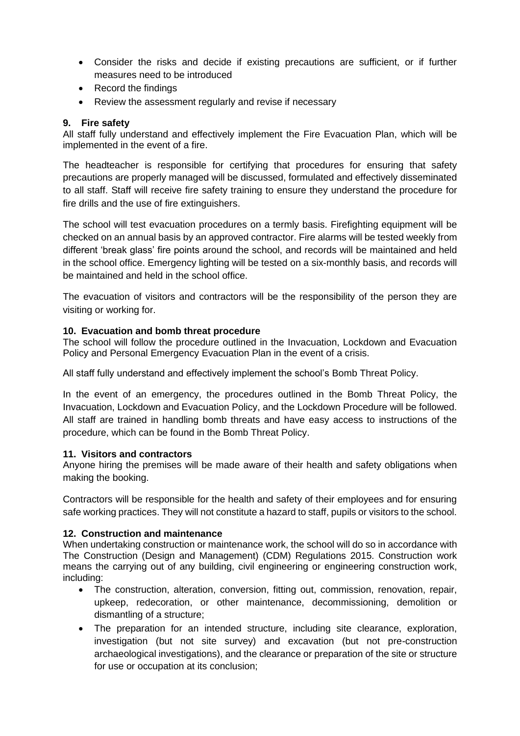- Consider the risks and decide if existing precautions are sufficient, or if further measures need to be introduced
- Record the findings
- Review the assessment regularly and revise if necessary

### 9. Fire safety

All staff fully understand and effectively implement the Fire Evacuation Plan, which will be implemented in the event of a fire.

The headteacher is responsible for certifying that procedures for ensuring that safety precautions are properly managed will be discussed, formulated and effectively disseminated to all staff. Staff will receive fire safety training to ensure they understand the procedure for fire drills and the use of fire extinguishers.

The school will test evacuation procedures on a termly basis. Firefighting equipment will be checked on an annual basis by an approved contractor. Fire alarms will be tested weekly from different 'break glass' fire points around the school, and records will be maintained and held in the school office. Emergency lighting will be tested on a six-monthly basis, and records will be maintained and held in the school office.

The evacuation of visitors and contractors will be the responsibility of the person they are visiting or working for.

### 10. Evacuation and bomb threat procedure

The school will follow the procedure outlined in the Invacuation, Lockdown and Evacuation Policy and Personal Emergency Evacuation Plan in the event of a crisis.

All staff fully understand and effectively implement the school's Bomb Threat Policy.

In the event of an emergency, the procedures outlined in the Bomb Threat Policy, the Invacuation, Lockdown and Evacuation Policy, and the Lockdown Procedure will be followed. All staff are trained in handling bomb threats and have easy access to instructions of the procedure, which can be found in the Bomb Threat Policy.

### 11. Visitors and contractors

Anyone hiring the premises will be made aware of their health and safety obligations when making the booking.

Contractors will be responsible for the health and safety of their employees and for ensuring safe working practices. They will not constitute a hazard to staff, pupils or visitors to the school.

### 12. Construction and maintenance

When undertaking construction or maintenance work, the school will do so in accordance with The Construction (Design and Management) (CDM) Regulations 2015. Construction work means the carrying out of any building, civil engineering or engineering construction work, including:

- The construction, alteration, conversion, fitting out, commission, renovation, repair, upkeep, redecoration, or other maintenance, decommissioning, demolition or dismantling of a structure;
- The preparation for an intended structure, including site clearance, exploration, investigation (but not site survey) and excavation (but not pre-construction archaeological investigations), and the clearance or preparation of the site or structure for use or occupation at its conclusion;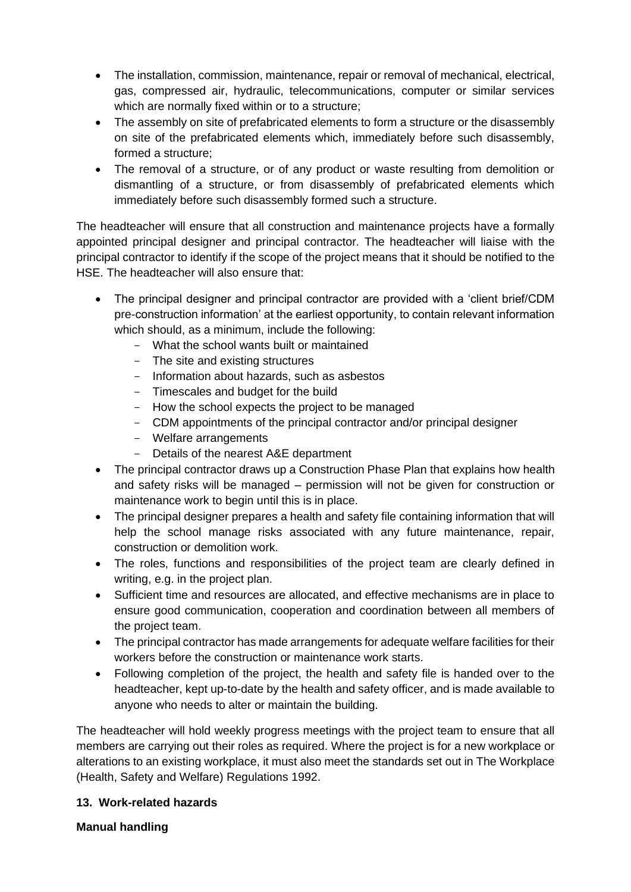- The installation, commission, maintenance, repair or removal of mechanical, electrical, gas, compressed air, hydraulic, telecommunications, computer or similar services which are normally fixed within or to a structure;
- The assembly on site of prefabricated elements to form a structure or the disassembly on site of the prefabricated elements which, immediately before such disassembly, formed a structure;
- The removal of a structure, or of any product or waste resulting from demolition or dismantling of a structure, or from disassembly of prefabricated elements which immediately before such disassembly formed such a structure.

The headteacher will ensure that all construction and maintenance projects have a formally appointed principal designer and principal contractor. The headteacher will liaise with the principal contractor to identify if the scope of the project means that it should be notified to the HSE. The headteacher will also ensure that:

- The principal designer and principal contractor are provided with a 'client brief/CDM pre-construction information' at the earliest opportunity, to contain relevant information which should, as a minimum, include the following:
  - What the school wants built or maintained
  - The site and existing structures
  - Information about hazards, such as asbestos
  - Timescales and budget for the build
  - How the school expects the project to be managed
  - CDM appointments of the principal contractor and/or principal designer
  - Welfare arrangements
  - Details of the nearest A&E department
- The principal contractor draws up a Construction Phase Plan that explains how health and safety risks will be managed – permission will not be given for construction or maintenance work to begin until this is in place.
- The principal designer prepares a health and safety file containing information that will help the school manage risks associated with any future maintenance, repair, construction or demolition work.
- The roles, functions and responsibilities of the project team are clearly defined in writing, e.g. in the project plan.
- Sufficient time and resources are allocated, and effective mechanisms are in place to ensure good communication, cooperation and coordination between all members of the project team.
- The principal contractor has made arrangements for adequate welfare facilities for their workers before the construction or maintenance work starts.
- Following completion of the project, the health and safety file is handed over to the headteacher, kept up-to-date by the health and safety officer, and is made available to anyone who needs to alter or maintain the building.

The headteacher will hold weekly progress meetings with the project team to ensure that all members are carrying out their roles as required. Where the project is for a new workplace or alterations to an existing workplace, it must also meet the standards set out in The Workplace (Health, Safety and Welfare) Regulations 1992.

## 13. Work-related hazards

**Manual handling**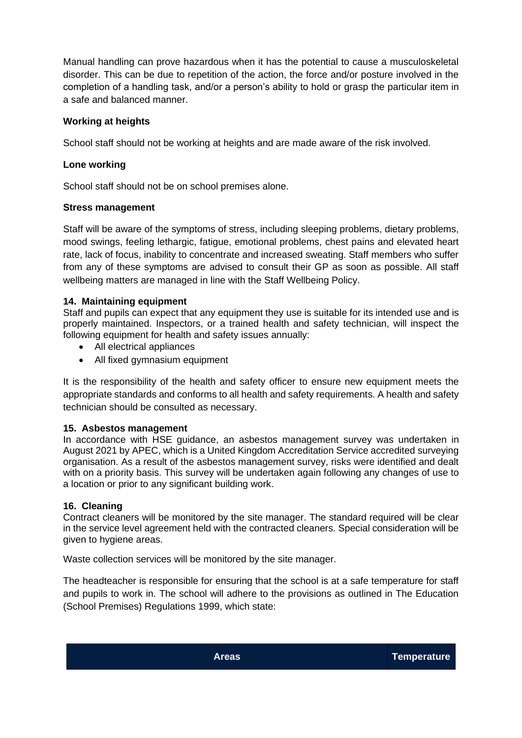Manual handling can prove hazardous when it has the potential to cause a musculoskeletal disorder. This can be due to repetition of the action, the force and/or posture involved in the completion of a handling task, and/or a person's ability to hold or grasp the particular item in a safe and balanced manner.

**Working at heights**

School staff should not be working at heights and are made aware of the risk involved.

**Lone working**

School staff should not be on school premises alone.

**Stress management**

Staff will be aware of the symptoms of stress, including sleeping problems, dietary problems, mood swings, feeling lethargic, fatigue, emotional problems, chest pains and elevated heart rate, lack of focus, inability to concentrate and increased sweating. Staff members who suffer from any of these symptoms are advised to consult their GP as soon as possible. All staff wellbeing matters are managed in line with the Staff Wellbeing Policy.

## 14. Maintaining equipment

Staff and pupils can expect that any equipment they use is suitable for its intended use and is properly maintained. Inspectors, or a trained health and safety technician, will inspect the following equipment for health and safety issues annually:

- All electrical appliances
- All fixed gymnasium equipment

It is the responsibility of the health and safety officer to ensure new equipment meets the appropriate standards and conforms to all health and safety requirements. A health and safety technician should be consulted as necessary.

## 15. Asbestos management

In accordance with HSE guidance, an asbestos management survey was undertaken in August 2021 by APEC, which is a United Kingdom Accreditation Service accredited surveying organisation. As a result of the asbestos management survey, risks were identified and dealt with on a priority basis. This survey will be undertaken again following any changes of use to a location or prior to any significant building work.

## 16. Cleaning

Contract cleaners will be monitored by the site manager. The standard required will be clear in the service level agreement held with the contracted cleaners. Special consideration will be given to hygiene areas.

Waste collection services will be monitored by the site manager.

The headteacher is responsible for ensuring that the school is at a safe temperature for staff and pupils to work in. The school will adhere to the provisions as outlined in The Education (School Premises) Regulations 1999, which state:

| Areas | Temperature |
| --- | --- |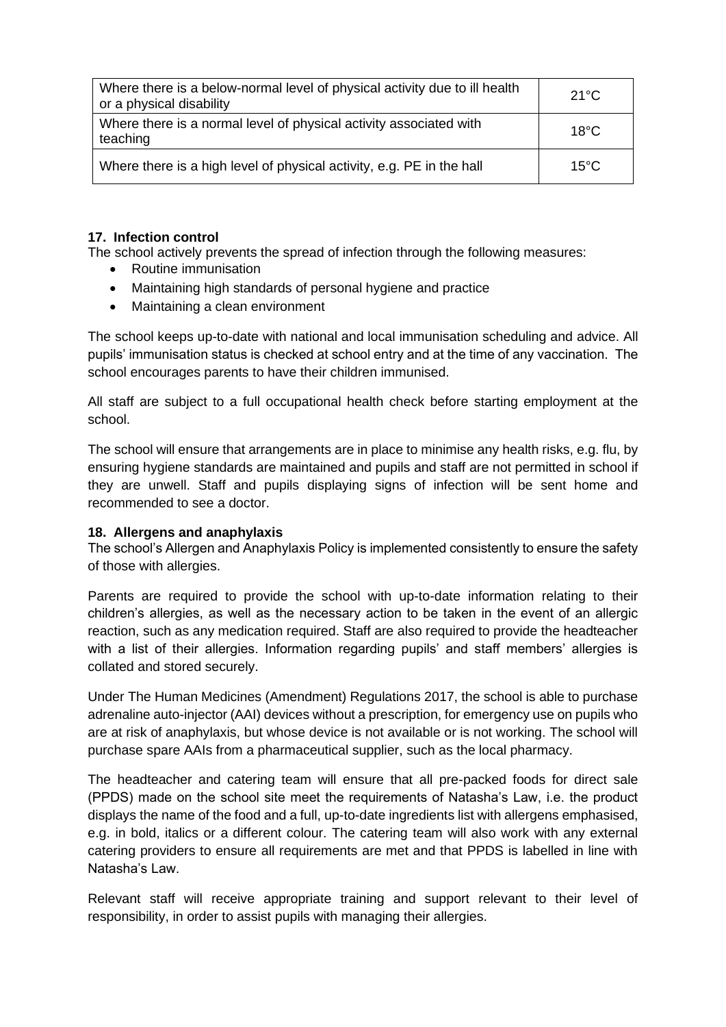| Where there is a below-normal level of physical activity due to ill health or a physical disability | 21°C |
|---|---|
| Where there is a normal level of physical activity associated with teaching | 18°C |
| Where there is a high level of physical activity, e.g. PE in the hall | 15°C |

### 17. Infection control

The school actively prevents the spread of infection through the following measures:

- Routine immunisation
- Maintaining high standards of personal hygiene and practice
- Maintaining a clean environment

The school keeps up-to-date with national and local immunisation scheduling and advice. All pupils' immunisation status is checked at school entry and at the time of any vaccination. The school encourages parents to have their children immunised.

All staff are subject to a full occupational health check before starting employment at the school.

The school will ensure that arrangements are in place to minimise any health risks, e.g. flu, by ensuring hygiene standards are maintained and pupils and staff are not permitted in school if they are unwell. Staff and pupils displaying signs of infection will be sent home and recommended to see a doctor.

### 18. Allergens and anaphylaxis

The school's Allergen and Anaphylaxis Policy is implemented consistently to ensure the safety of those with allergies.

Parents are required to provide the school with up-to-date information relating to their children's allergies, as well as the necessary action to be taken in the event of an allergic reaction, such as any medication required. Staff are also required to provide the headteacher with a list of their allergies. Information regarding pupils' and staff members' allergies is collated and stored securely.

Under The Human Medicines (Amendment) Regulations 2017, the school is able to purchase adrenaline auto-injector (AAI) devices without a prescription, for emergency use on pupils who are at risk of anaphylaxis, but whose device is not available or is not working. The school will purchase spare AAIs from a pharmaceutical supplier, such as the local pharmacy.

The headteacher and catering team will ensure that all pre-packed foods for direct sale (PPDS) made on the school site meet the requirements of Natasha's Law, i.e. the product displays the name of the food and a full, up-to-date ingredients list with allergens emphasised, e.g. in bold, italics or a different colour. The catering team will also work with any external catering providers to ensure all requirements are met and that PPDS is labelled in line with Natasha's Law.

Relevant staff will receive appropriate training and support relevant to their level of responsibility, in order to assist pupils with managing their allergies.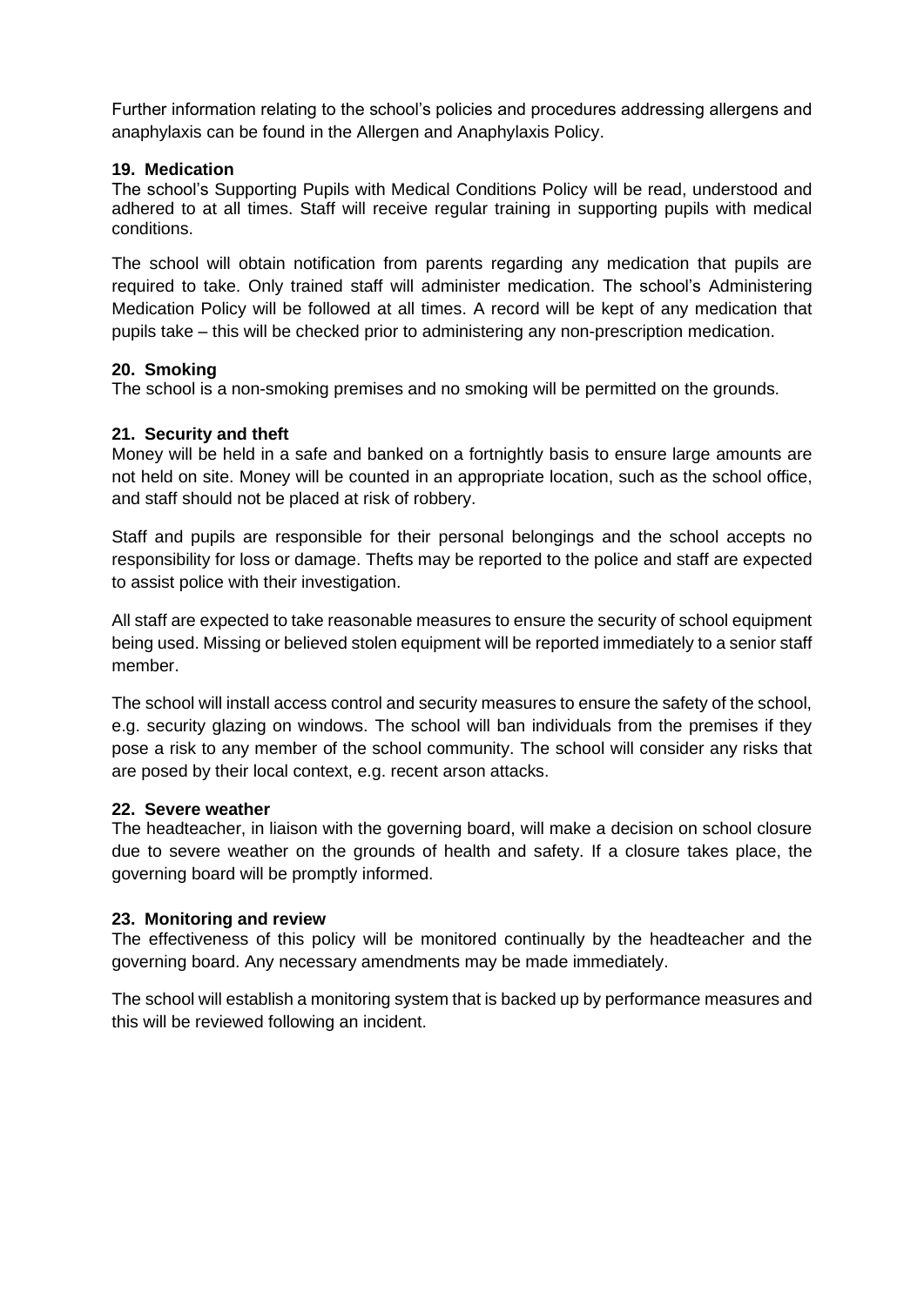Further information relating to the school's policies and procedures addressing allergens and anaphylaxis can be found in the Allergen and Anaphylaxis Policy.

### 19. Medication

The school's Supporting Pupils with Medical Conditions Policy will be read, understood and adhered to at all times. Staff will receive regular training in supporting pupils with medical conditions.

The school will obtain notification from parents regarding any medication that pupils are required to take. Only trained staff will administer medication. The school's Administering Medication Policy will be followed at all times. A record will be kept of any medication that pupils take – this will be checked prior to administering any non-prescription medication.

### 20. Smoking

The school is a non-smoking premises and no smoking will be permitted on the grounds.

### 21. Security and theft

Money will be held in a safe and banked on a fortnightly basis to ensure large amounts are not held on site. Money will be counted in an appropriate location, such as the school office, and staff should not be placed at risk of robbery.

Staff and pupils are responsible for their personal belongings and the school accepts no responsibility for loss or damage. Thefts may be reported to the police and staff are expected to assist police with their investigation.

All staff are expected to take reasonable measures to ensure the security of school equipment being used. Missing or believed stolen equipment will be reported immediately to a senior staff member.

The school will install access control and security measures to ensure the safety of the school, e.g. security glazing on windows. The school will ban individuals from the premises if they pose a risk to any member of the school community. The school will consider any risks that are posed by their local context, e.g. recent arson attacks.

### 22. Severe weather

The headteacher, in liaison with the governing board, will make a decision on school closure due to severe weather on the grounds of health and safety. If a closure takes place, the governing board will be promptly informed.

### 23. Monitoring and review

The effectiveness of this policy will be monitored continually by the headteacher and the governing board. Any necessary amendments may be made immediately.

The school will establish a monitoring system that is backed up by performance measures and this will be reviewed following an incident.